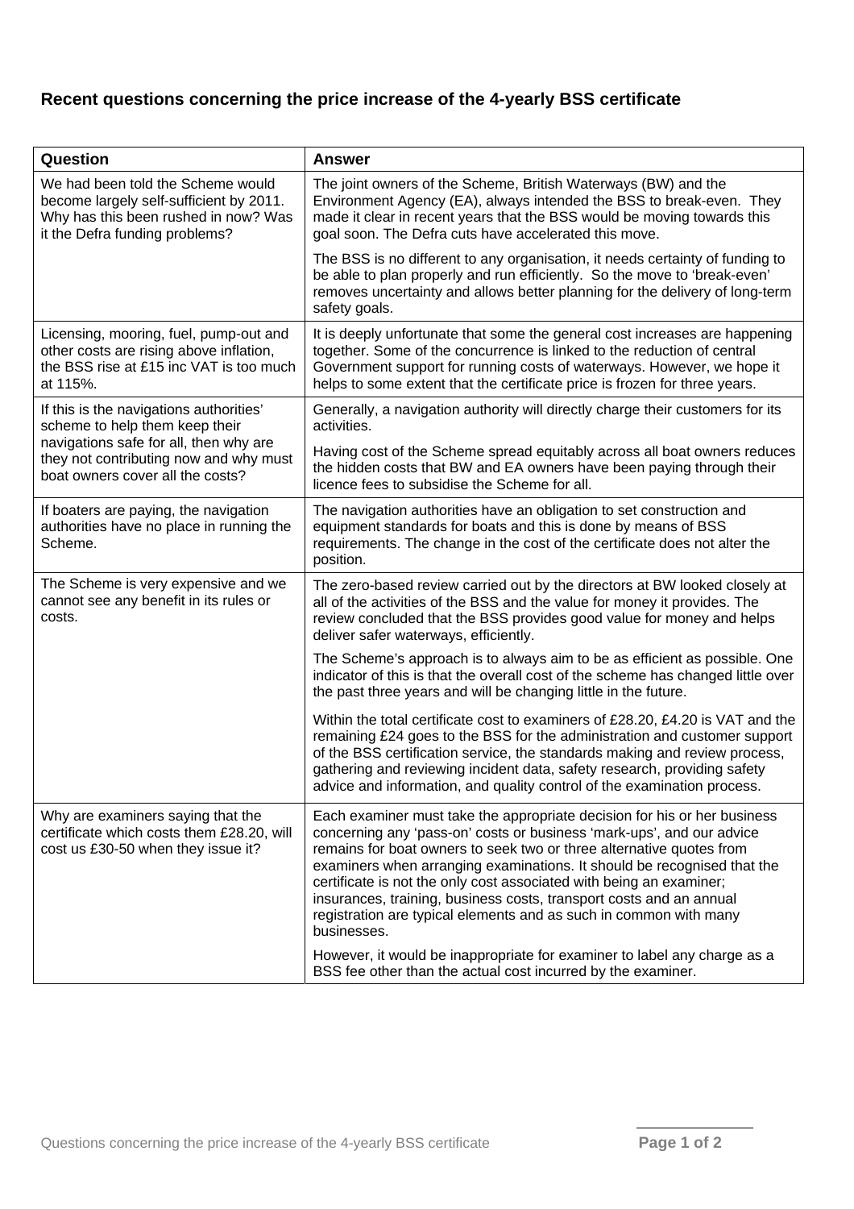## Recent questions concerning the price increase of the 4-yearly BSS certificate

| Question | Answer |
|---|---|
| We had been told the Scheme would become largely self-sufficient by 2011. Why has this been rushed in now? Was it the Defra funding problems? | The joint owners of the Scheme, British Waterways (BW) and the Environment Agency (EA), always intended the BSS to break-even. They made it clear in recent years that the BSS would be moving towards this goal soon. The Defra cuts have accelerated this move.<br><br>The BSS is no different to any organisation, it needs certainty of funding to be able to plan properly and run efficiently. So the move to 'break-even' removes uncertainty and allows better planning for the delivery of long-term safety goals. |
| Licensing, mooring, fuel, pump-out and other costs are rising above inflation, the BSS rise at £15 inc VAT is too much at 115%. | It is deeply unfortunate that some the general cost increases are happening together. Some of the concurrence is linked to the reduction of central Government support for running costs of waterways. However, we hope it helps to some extent that the certificate price is frozen for three years. |
| If this is the navigations authorities' scheme to help them keep their navigations safe for all, then why are they not contributing now and why must boat owners cover all the costs? | Generally, a navigation authority will directly charge their customers for its activities.<br><br>Having cost of the Scheme spread equitably across all boat owners reduces the hidden costs that BW and EA owners have been paying through their licence fees to subsidise the Scheme for all. |
| If boaters are paying, the navigation authorities have no place in running the Scheme. | The navigation authorities have an obligation to set construction and equipment standards for boats and this is done by means of BSS requirements. The change in the cost of the certificate does not alter the position. |
| The Scheme is very expensive and we cannot see any benefit in its rules or costs. | The zero-based review carried out by the directors at BW looked closely at all of the activities of the BSS and the value for money it provides. The review concluded that the BSS provides good value for money and helps deliver safer waterways, efficiently.<br><br>The Scheme's approach is to always aim to be as efficient as possible. One indicator of this is that the overall cost of the scheme has changed little over the past three years and will be changing little in the future.<br><br>Within the total certificate cost to examiners of £28.20, £4.20 is VAT and the remaining £24 goes to the BSS for the administration and customer support of the BSS certification service, the standards making and review process, gathering and reviewing incident data, safety research, providing safety advice and information, and quality control of the examination process. |
| Why are examiners saying that the certificate which costs them £28.20, will cost us £30-50 when they issue it? | Each examiner must take the appropriate decision for his or her business concerning any 'pass-on' costs or business 'mark-ups', and our advice remains for boat owners to seek two or three alternative quotes from examiners when arranging examinations. It should be recognised that the certificate is not the only cost associated with being an examiner; insurances, training, business costs, transport costs and an annual registration are typical elements and as such in common with many businesses.<br><br>However, it would be inappropriate for examiner to label any charge as a BSS fee other than the actual cost incurred by the examiner. |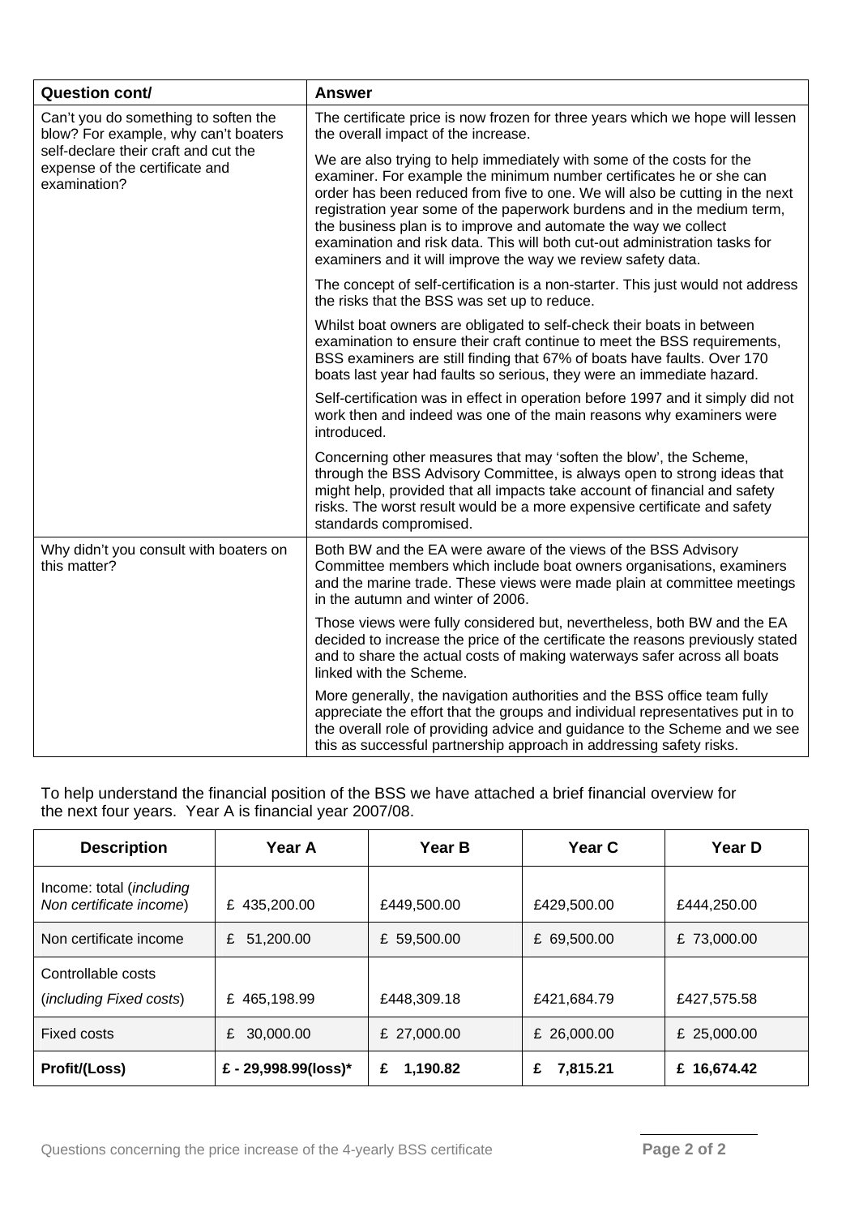| Question cont/ | Answer |
|---|---|
| Can't you do something to soften the blow? For example, why can't boaters self-declare their craft and cut the expense of the certificate and examination? | The certificate price is now frozen for three years which we hope will lessen the overall impact of the increase.<br><br>We are also trying to help immediately with some of the costs for the examiner. For example the minimum number certificates he or she can order has been reduced from five to one. We will also be cutting in the next registration year some of the paperwork burdens and in the medium term, the business plan is to improve and automate the way we collect examination and risk data. This will both cut-out administration tasks for examiners and it will improve the way we review safety data.<br><br>The concept of self-certification is a non-starter. This just would not address the risks that the BSS was set up to reduce.<br><br>Whilst boat owners are obligated to self-check their boats in between examination to ensure their craft continue to meet the BSS requirements, BSS examiners are still finding that 67% of boats have faults. Over 170 boats last year had faults so serious, they were an immediate hazard.<br><br>Self-certification was in effect in operation before 1997 and it simply did not work then and indeed was one of the main reasons why examiners were introduced.<br><br>Concerning other measures that may 'soften the blow', the Scheme, through the BSS Advisory Committee, is always open to strong ideas that might help, provided that all impacts take account of financial and safety risks. The worst result would be a more expensive certificate and safety standards compromised. |
| Why didn't you consult with boaters on this matter? | Both BW and the EA were aware of the views of the BSS Advisory Committee members which include boat owners organisations, examiners and the marine trade. These views were made plain at committee meetings in the autumn and winter of 2006.<br><br>Those views were fully considered but, nevertheless, both BW and the EA decided to increase the price of the certificate the reasons previously stated and to share the actual costs of making waterways safer across all boats linked with the Scheme.<br><br>More generally, the navigation authorities and the BSS office team fully appreciate the effort that the groups and individual representatives put in to the overall role of providing advice and guidance to the Scheme and we see this as successful partnership approach in addressing safety risks. |

To help understand the financial position of the BSS we have attached a brief financial overview for the next four years. Year A is financial year 2007/08.

| Description | Year A | Year B | Year C | Year D |
|---|---|---|---|---|
| Income: total (*including Non certificate income*) | £ 435,200.00 | £449,500.00 | £429,500.00 | £444,250.00 |
| Non certificate income | £ 51,200.00 | £ 59,500.00 | £ 69,500.00 | £ 73,000.00 |
| Controllable costs (*including Fixed costs*) | £ 465,198.99 | £448,309.18 | £421,684.79 | £427,575.58 |
| Fixed costs | £ 30,000.00 | £ 27,000.00 | £ 26,000.00 | £ 25,000.00 |
| **Profit/(Loss)** | **£ - 29,998.99(loss)*** | **£ 1,190.82** | **£ 7,815.21** | **£ 16,674.42** |